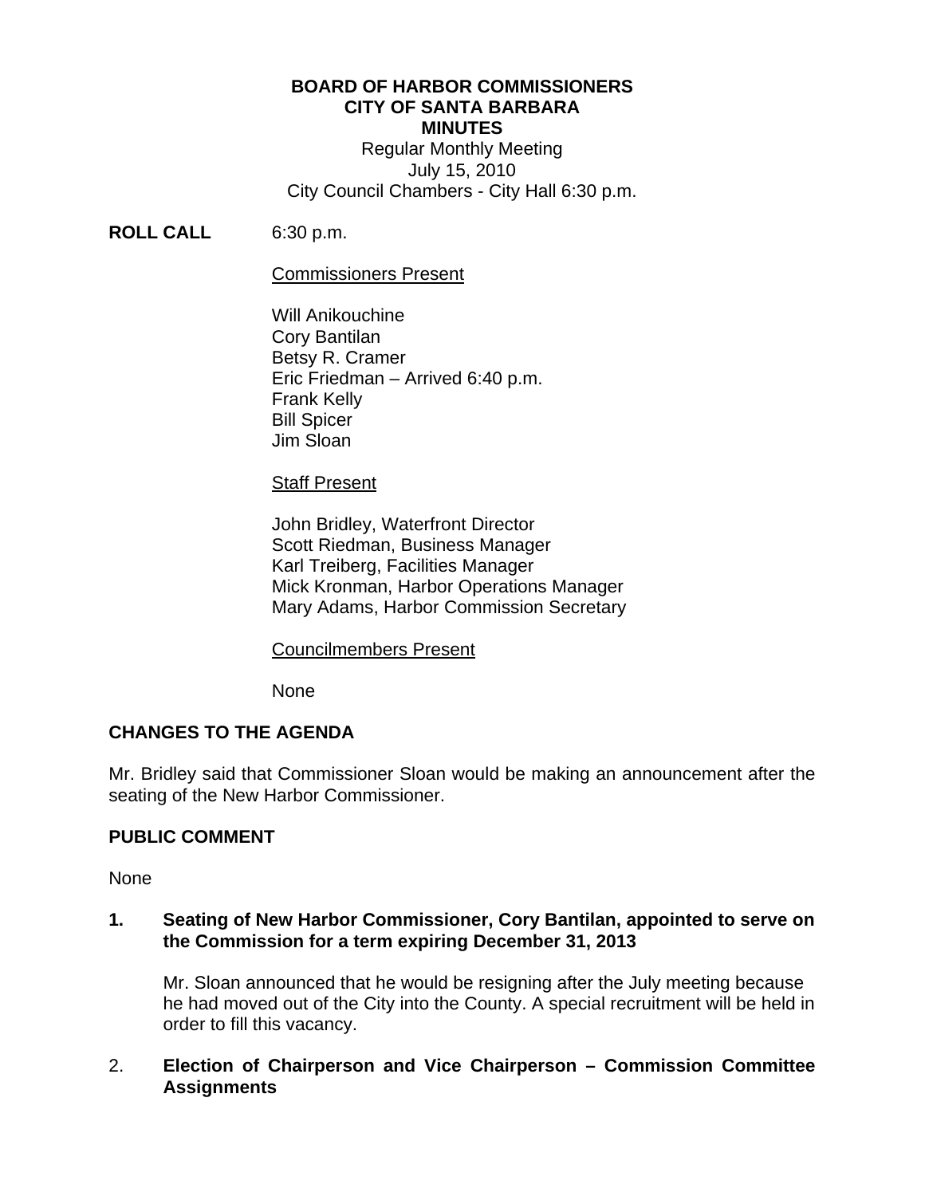**BOARD OF HARBOR COMMISSIONERS**
**CITY OF SANTA BARBARA**
**MINUTES**
Regular Monthly Meeting
July 15, 2010
City Council Chambers - City Hall 6:30 p.m.

**ROLL CALL** 6:30 p.m.

Commissioners Present

Will Anikouchine
Cory Bantilan
Betsy R. Cramer
Eric Friedman – Arrived 6:40 p.m.
Frank Kelly
Bill Spicer
Jim Sloan

Staff Present

John Bridley, Waterfront Director
Scott Riedman, Business Manager
Karl Treiberg, Facilities Manager
Mick Kronman, Harbor Operations Manager
Mary Adams, Harbor Commission Secretary

Councilmembers Present

None

**CHANGES TO THE AGENDA**

Mr. Bridley said that Commissioner Sloan would be making an announcement after the seating of the New Harbor Commissioner.

**PUBLIC COMMENT**

None

**1. Seating of New Harbor Commissioner, Cory Bantilan, appointed to serve on the Commission for a term expiring December 31, 2013**

Mr. Sloan announced that he would be resigning after the July meeting because he had moved out of the City into the County. A special recruitment will be held in order to fill this vacancy.

2. **Election of Chairperson and Vice Chairperson – Commission Committee Assignments**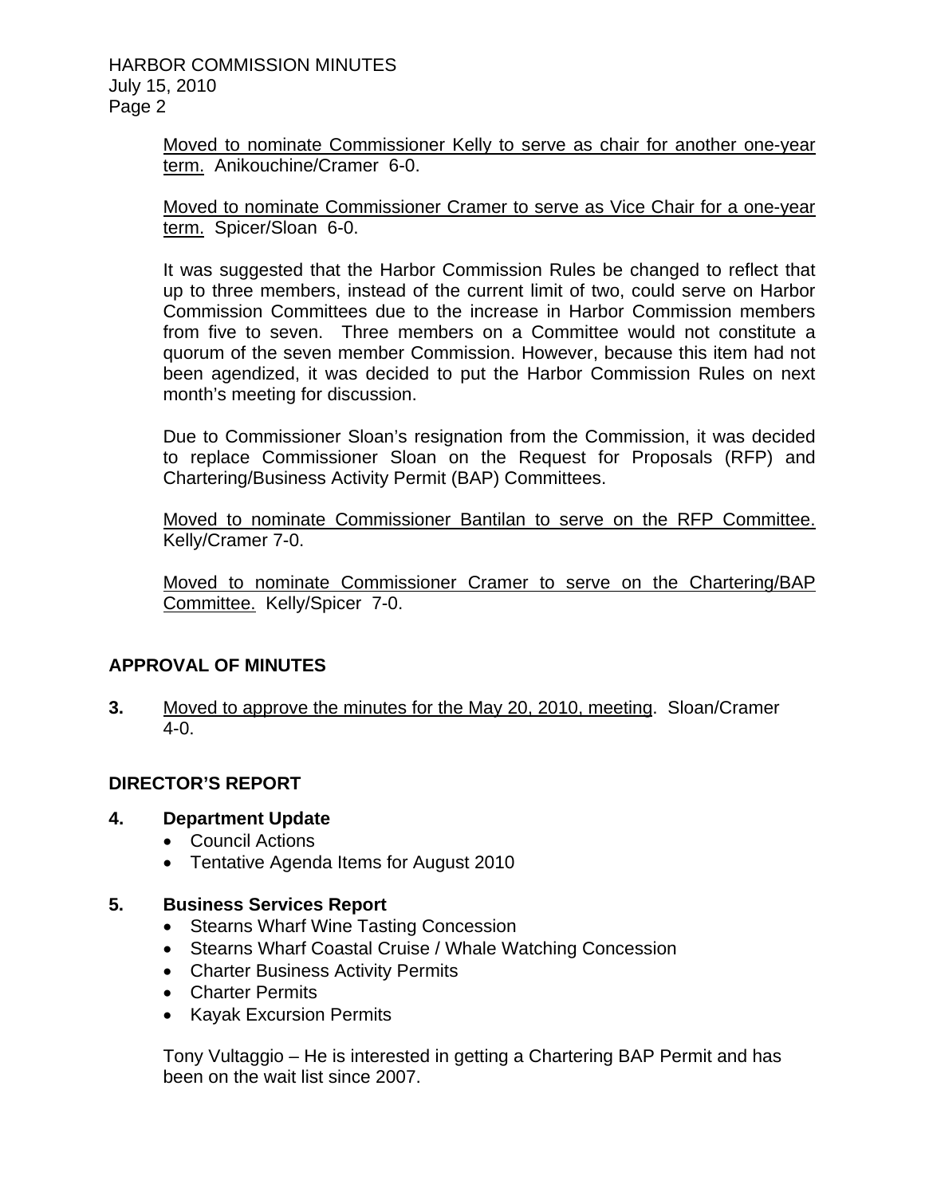Moved to nominate Commissioner Kelly to serve as chair for another one-year term. Anikouchine/Cramer 6-0.

Moved to nominate Commissioner Cramer to serve as Vice Chair for a one-year term. Spicer/Sloan 6-0.

It was suggested that the Harbor Commission Rules be changed to reflect that up to three members, instead of the current limit of two, could serve on Harbor Commission Committees due to the increase in Harbor Commission members from five to seven. Three members on a Committee would not constitute a quorum of the seven member Commission. However, because this item had not been agendized, it was decided to put the Harbor Commission Rules on next month's meeting for discussion.

Due to Commissioner Sloan's resignation from the Commission, it was decided to replace Commissioner Sloan on the Request for Proposals (RFP) and Chartering/Business Activity Permit (BAP) Committees.

Moved to nominate Commissioner Bantilan to serve on the RFP Committee. Kelly/Cramer 7-0.

Moved to nominate Commissioner Cramer to serve on the Chartering/BAP Committee. Kelly/Spicer 7-0.

## APPROVAL OF MINUTES

**3.** Moved to approve the minutes for the May 20, 2010, meeting. Sloan/Cramer 4-0.

## DIRECTOR'S REPORT

**4. Department Update**

- Council Actions
- Tentative Agenda Items for August 2010

**5. Business Services Report**

- Stearns Wharf Wine Tasting Concession
- Stearns Wharf Coastal Cruise / Whale Watching Concession
- Charter Business Activity Permits
- Charter Permits
- Kayak Excursion Permits

Tony Vultaggio – He is interested in getting a Chartering BAP Permit and has been on the wait list since 2007.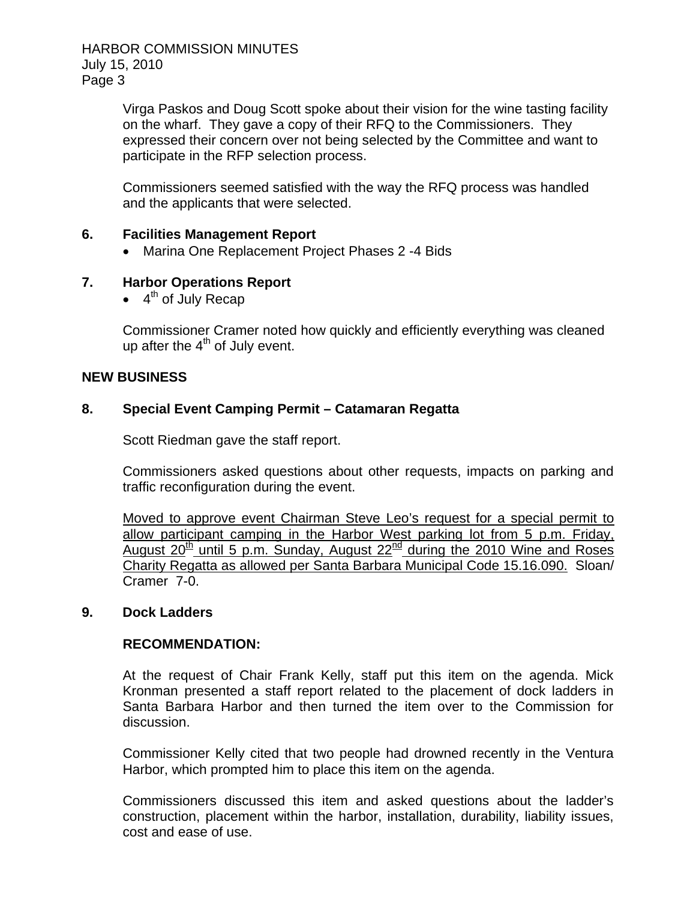Virga Paskos and Doug Scott spoke about their vision for the wine tasting facility on the wharf. They gave a copy of their RFQ to the Commissioners. They expressed their concern over not being selected by the Committee and want to participate in the RFP selection process.

Commissioners seemed satisfied with the way the RFQ process was handled and the applicants that were selected.

**6. Facilities Management Report**

- Marina One Replacement Project Phases 2 -4 Bids

**7. Harbor Operations Report**

- 4th of July Recap

Commissioner Cramer noted how quickly and efficiently everything was cleaned up after the 4th of July event.

**NEW BUSINESS**

**8. Special Event Camping Permit – Catamaran Regatta**

Scott Riedman gave the staff report.

Commissioners asked questions about other requests, impacts on parking and traffic reconfiguration during the event.

<u>Moved to approve event Chairman Steve Leo's request for a special permit to allow participant camping in the Harbor West parking lot from 5 p.m. Friday, August 20th until 5 p.m. Sunday, August 22nd during the 2010 Wine and Roses Charity Regatta as allowed per Santa Barbara Municipal Code 15.16.090.</u> Sloan/ Cramer 7-0.

**9. Dock Ladders**

**RECOMMENDATION:**

At the request of Chair Frank Kelly, staff put this item on the agenda. Mick Kronman presented a staff report related to the placement of dock ladders in Santa Barbara Harbor and then turned the item over to the Commission for discussion.

Commissioner Kelly cited that two people had drowned recently in the Ventura Harbor, which prompted him to place this item on the agenda.

Commissioners discussed this item and asked questions about the ladder's construction, placement within the harbor, installation, durability, liability issues, cost and ease of use.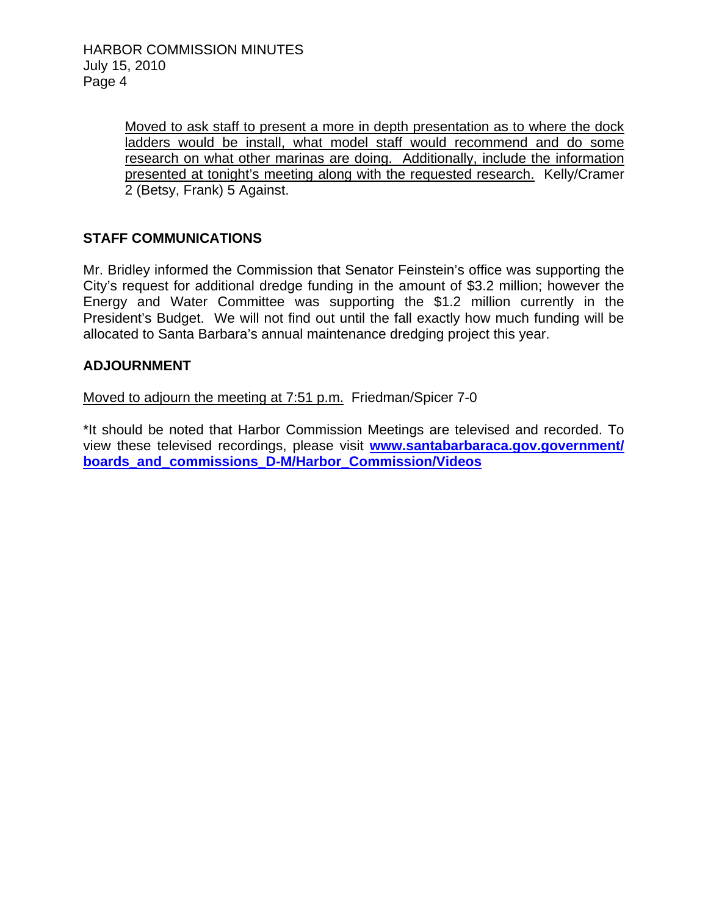Moved to ask staff to present a more in depth presentation as to where the dock ladders would be install, what model staff would recommend and do some research on what other marinas are doing. Additionally, include the information presented at tonight's meeting along with the requested research. Kelly/Cramer 2 (Betsy, Frank) 5 Against.

## STAFF COMMUNICATIONS

Mr. Bridley informed the Commission that Senator Feinstein's office was supporting the City's request for additional dredge funding in the amount of $3.2 million; however the Energy and Water Committee was supporting the $1.2 million currently in the President's Budget. We will not find out until the fall exactly how much funding will be allocated to Santa Barbara's annual maintenance dredging project this year.

## ADJOURNMENT

Moved to adjourn the meeting at 7:51 p.m. Friedman/Spicer 7-0

*It should be noted that Harbor Commission Meetings are televised and recorded. To view these televised recordings, please visit **www.santabarbaraca.gov.government/boards_and_commissions_D-M/Harbor_Commission/Videos**